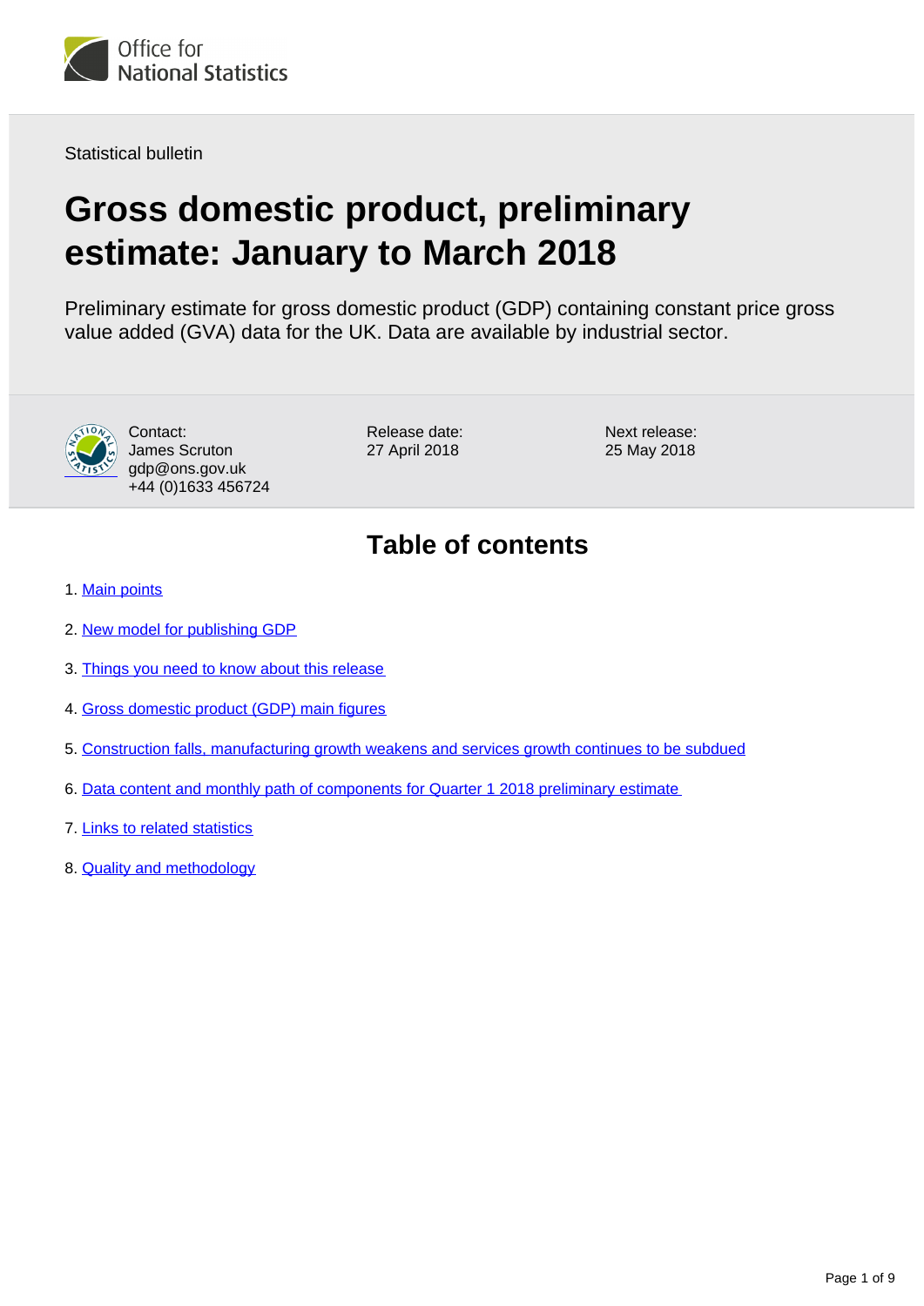Office for National Statistics

Statistical bulletin

# Gross domestic product, preliminary estimate: January to March 2018

Preliminary estimate for gross domestic product (GDP) containing constant price gross value added (GVA) data for the UK. Data are available by industrial sector.

Contact:
James Scruton
gdp@ons.gov.uk
+44 (0)1633 456724

Release date:
27 April 2018

Next release:
25 May 2018

## Table of contents

1. Main points
2. New model for publishing GDP
3. Things you need to know about this release
4. Gross domestic product (GDP) main figures
5. Construction falls, manufacturing growth weakens and services growth continues to be subdued
6. Data content and monthly path of components for Quarter 1 2018 preliminary estimate
7. Links to related statistics
8. Quality and methodology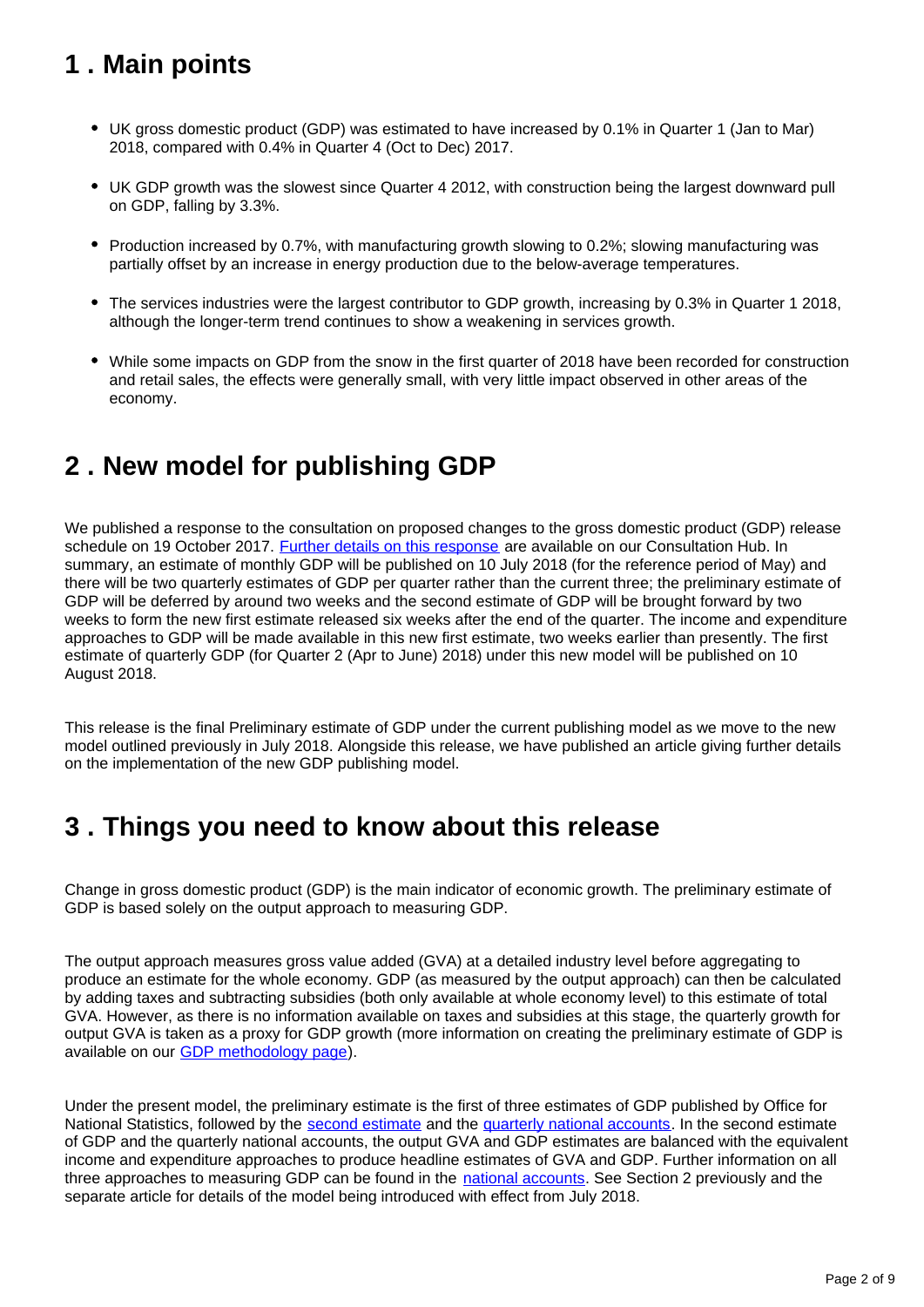## 1 . Main points

- UK gross domestic product (GDP) was estimated to have increased by 0.1% in Quarter 1 (Jan to Mar) 2018, compared with 0.4% in Quarter 4 (Oct to Dec) 2017.
- UK GDP growth was the slowest since Quarter 4 2012, with construction being the largest downward pull on GDP, falling by 3.3%.
- Production increased by 0.7%, with manufacturing growth slowing to 0.2%; slowing manufacturing was partially offset by an increase in energy production due to the below-average temperatures.
- The services industries were the largest contributor to GDP growth, increasing by 0.3% in Quarter 1 2018, although the longer-term trend continues to show a weakening in services growth.
- While some impacts on GDP from the snow in the first quarter of 2018 have been recorded for construction and retail sales, the effects were generally small, with very little impact observed in other areas of the economy.

## 2 . New model for publishing GDP

We published a response to the consultation on proposed changes to the gross domestic product (GDP) release schedule on 19 October 2017. Further details on this response are available on our Consultation Hub. In summary, an estimate of monthly GDP will be published on 10 July 2018 (for the reference period of May) and there will be two quarterly estimates of GDP per quarter rather than the current three; the preliminary estimate of GDP will be deferred by around two weeks and the second estimate of GDP will be brought forward by two weeks to form the new first estimate released six weeks after the end of the quarter. The income and expenditure approaches to GDP will be made available in this new first estimate, two weeks earlier than presently. The first estimate of quarterly GDP (for Quarter 2 (Apr to June) 2018) under this new model will be published on 10 August 2018.

This release is the final Preliminary estimate of GDP under the current publishing model as we move to the new model outlined previously in July 2018. Alongside this release, we have published an article giving further details on the implementation of the new GDP publishing model.

## 3 . Things you need to know about this release

Change in gross domestic product (GDP) is the main indicator of economic growth. The preliminary estimate of GDP is based solely on the output approach to measuring GDP.

The output approach measures gross value added (GVA) at a detailed industry level before aggregating to produce an estimate for the whole economy. GDP (as measured by the output approach) can then be calculated by adding taxes and subtracting subsidies (both only available at whole economy level) to this estimate of total GVA. However, as there is no information available on taxes and subsidies at this stage, the quarterly growth for output GVA is taken as a proxy for GDP growth (more information on creating the preliminary estimate of GDP is available on our GDP methodology page).

Under the present model, the preliminary estimate is the first of three estimates of GDP published by Office for National Statistics, followed by the second estimate and the quarterly national accounts. In the second estimate of GDP and the quarterly national accounts, the output GVA and GDP estimates are balanced with the equivalent income and expenditure approaches to produce headline estimates of GVA and GDP. Further information on all three approaches to measuring GDP can be found in the national accounts. See Section 2 previously and the separate article for details of the model being introduced with effect from July 2018.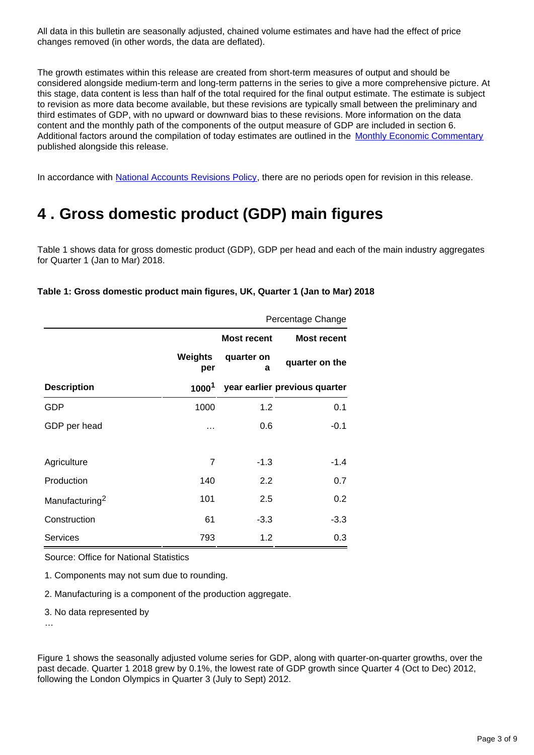All data in this bulletin are seasonally adjusted, chained volume estimates and have had the effect of price changes removed (in other words, the data are deflated).

The growth estimates within this release are created from short-term measures of output and should be considered alongside medium-term and long-term patterns in the series to give a more comprehensive picture. At this stage, data content is less than half of the total required for the final output estimate. The estimate is subject to revision as more data become available, but these revisions are typically small between the preliminary and third estimates of GDP, with no upward or downward bias to these revisions. More information on the data content and the monthly path of the components of the output measure of GDP are included in section 6. Additional factors around the compilation of today estimates are outlined in the Monthly Economic Commentary published alongside this release.

In accordance with National Accounts Revisions Policy, there are no periods open for revision in this release.

# 4 . Gross domestic product (GDP) main figures

Table 1 shows data for gross domestic product (GDP), GDP per head and each of the main industry aggregates for Quarter 1 (Jan to Mar) 2018.

**Table 1: Gross domestic product main figures, UK, Quarter 1 (Jan to Mar) 2018**

| | | Percentage Change | |
|---|---|---|---|
| **Description** | **Weights per 1000[1]** | **Most recent quarter on a year earlier** | **Most recent quarter on the previous quarter** |
| GDP | 1000 | 1.2 | 0.1 |
| GDP per head | … | 0.6 | -0.1 |
| | | | |
| Agriculture | 7 | -1.3 | -1.4 |
| Production | 140 | 2.2 | 0.7 |
| Manufacturing[2] | 101 | 2.5 | 0.2 |
| Construction | 61 | -3.3 | -3.3 |
| Services | 793 | 1.2 | 0.3 |

Source: Office for National Statistics

1. Components may not sum due to rounding.

2. Manufacturing is a component of the production aggregate.

3. No data represented by …

Figure 1 shows the seasonally adjusted volume series for GDP, along with quarter-on-quarter growths, over the past decade. Quarter 1 2018 grew by 0.1%, the lowest rate of GDP growth since Quarter 4 (Oct to Dec) 2012, following the London Olympics in Quarter 3 (July to Sept) 2012.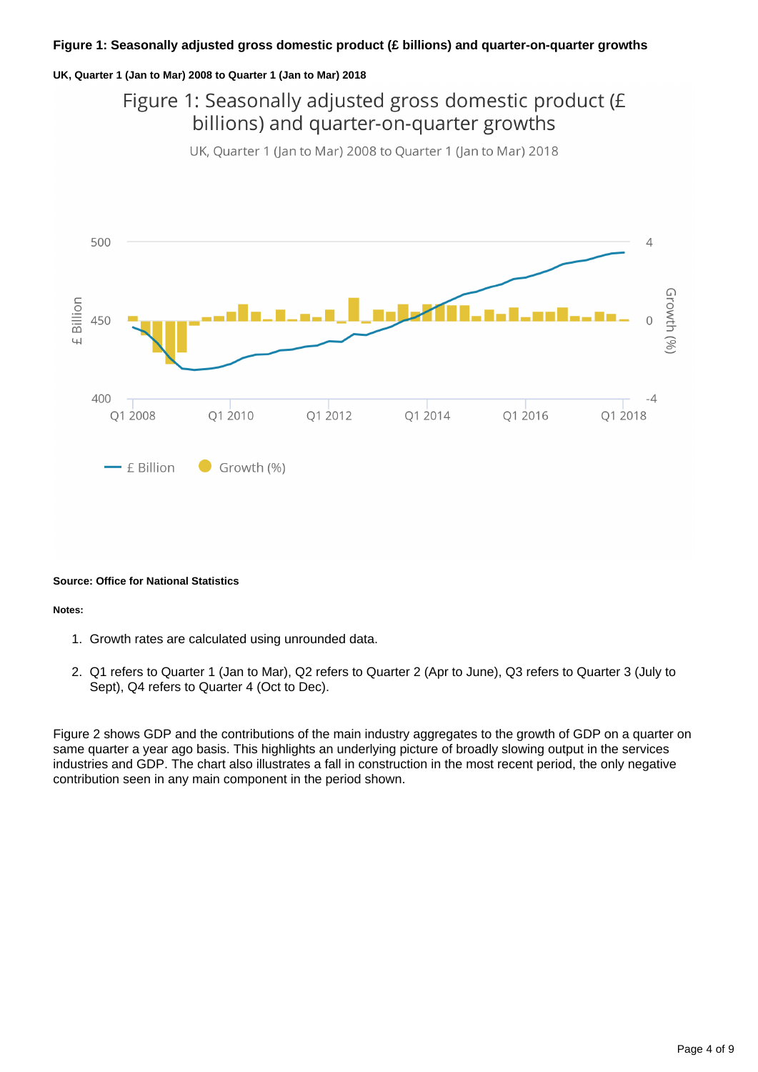**Figure 1: Seasonally adjusted gross domestic product (£ billions) and quarter-on-quarter growths**

**UK, Quarter 1 (Jan to Mar) 2008 to Quarter 1 (Jan to Mar) 2018**

**Source: Office for National Statistics**

**Notes:**

1. Growth rates are calculated using unrounded data.
2. Q1 refers to Quarter 1 (Jan to Mar), Q2 refers to Quarter 2 (Apr to June), Q3 refers to Quarter 3 (July to Sept), Q4 refers to Quarter 4 (Oct to Dec).

Figure 2 shows GDP and the contributions of the main industry aggregates to the growth of GDP on a quarter on same quarter a year ago basis. This highlights an underlying picture of broadly slowing output in the services industries and GDP. The chart also illustrates a fall in construction in the most recent period, the only negative contribution seen in any main component in the period shown.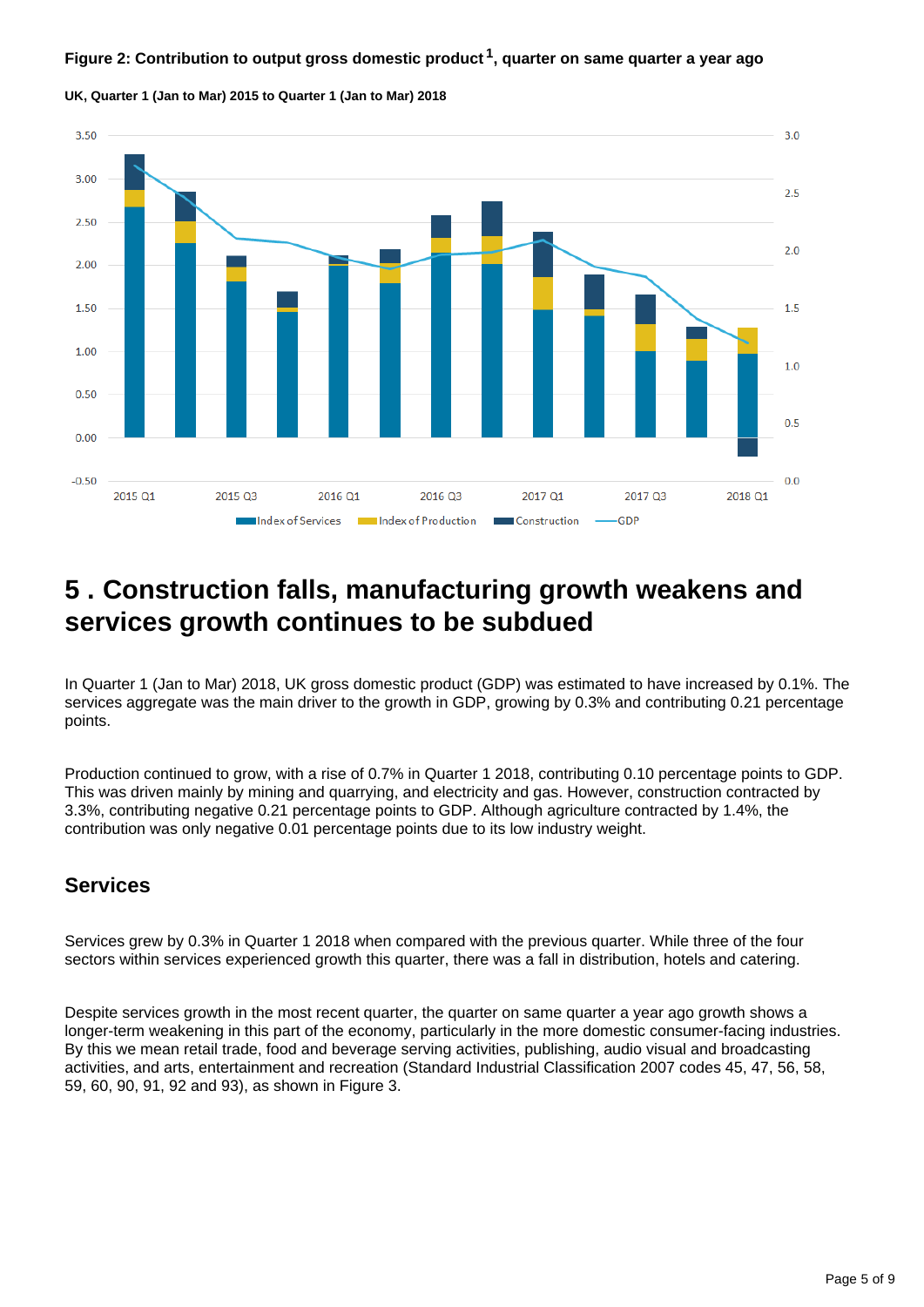**Figure 2: Contribution to output gross domestic product [1], quarter on same quarter a year ago**

**UK, Quarter 1 (Jan to Mar) 2015 to Quarter 1 (Jan to Mar) 2018**

# 5 . Construction falls, manufacturing growth weakens and services growth continues to be subdued

In Quarter 1 (Jan to Mar) 2018, UK gross domestic product (GDP) was estimated to have increased by 0.1%. The services aggregate was the main driver to the growth in GDP, growing by 0.3% and contributing 0.21 percentage points.

Production continued to grow, with a rise of 0.7% in Quarter 1 2018, contributing 0.10 percentage points to GDP. This was driven mainly by mining and quarrying, and electricity and gas. However, construction contracted by 3.3%, contributing negative 0.21 percentage points to GDP. Although agriculture contracted by 1.4%, the contribution was only negative 0.01 percentage points due to its low industry weight.

## Services

Services grew by 0.3% in Quarter 1 2018 when compared with the previous quarter. While three of the four sectors within services experienced growth this quarter, there was a fall in distribution, hotels and catering.

Despite services growth in the most recent quarter, the quarter on same quarter a year ago growth shows a longer-term weakening in this part of the economy, particularly in the more domestic consumer-facing industries. By this we mean retail trade, food and beverage serving activities, publishing, audio visual and broadcasting activities, and arts, entertainment and recreation (Standard Industrial Classification 2007 codes 45, 47, 56, 58, 59, 60, 90, 91, 92 and 93), as shown in Figure 3.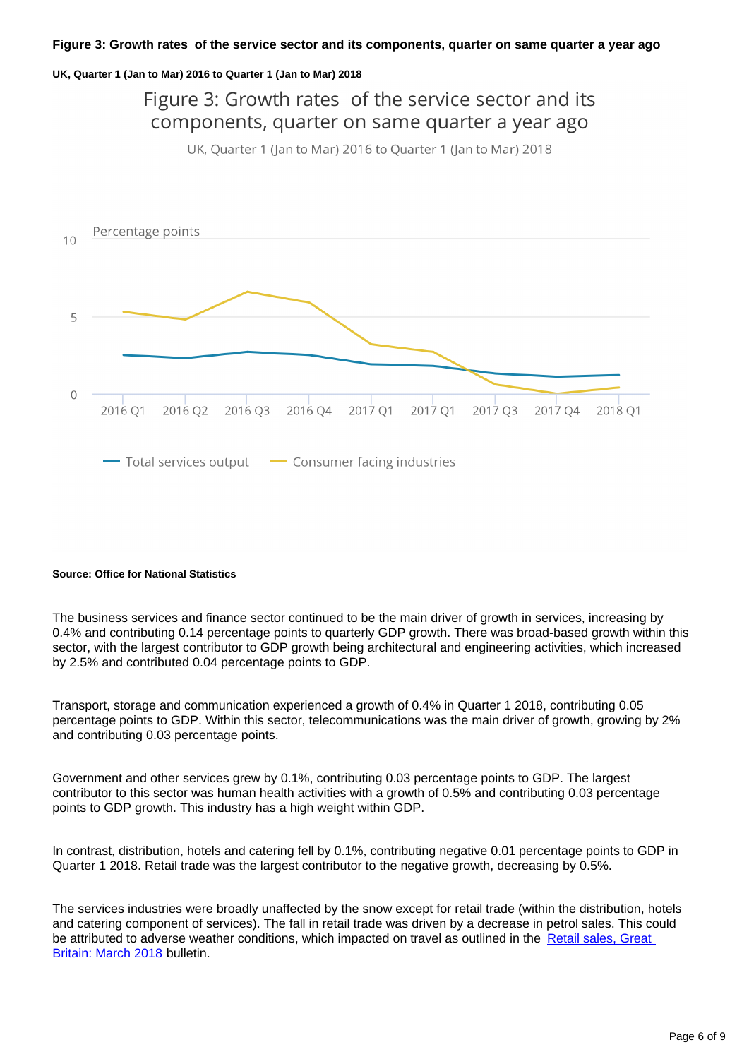**Figure 3: Growth rates of the service sector and its components, quarter on same quarter a year ago**

**UK, Quarter 1 (Jan to Mar) 2016 to Quarter 1 (Jan to Mar) 2018**

**Source: Office for National Statistics**

The business services and finance sector continued to be the main driver of growth in services, increasing by 0.4% and contributing 0.14 percentage points to quarterly GDP growth. There was broad-based growth within this sector, with the largest contributor to GDP growth being architectural and engineering activities, which increased by 2.5% and contributed 0.04 percentage points to GDP.

Transport, storage and communication experienced a growth of 0.4% in Quarter 1 2018, contributing 0.05 percentage points to GDP. Within this sector, telecommunications was the main driver of growth, growing by 2% and contributing 0.03 percentage points.

Government and other services grew by 0.1%, contributing 0.03 percentage points to GDP. The largest contributor to this sector was human health activities with a growth of 0.5% and contributing 0.03 percentage points to GDP growth. This industry has a high weight within GDP.

In contrast, distribution, hotels and catering fell by 0.1%, contributing negative 0.01 percentage points to GDP in Quarter 1 2018. Retail trade was the largest contributor to the negative growth, decreasing by 0.5%.

The services industries were broadly unaffected by the snow except for retail trade (within the distribution, hotels and catering component of services). The fall in retail trade was driven by a decrease in petrol sales. This could be attributed to adverse weather conditions, which impacted on travel as outlined in the Retail sales, Great Britain: March 2018 bulletin.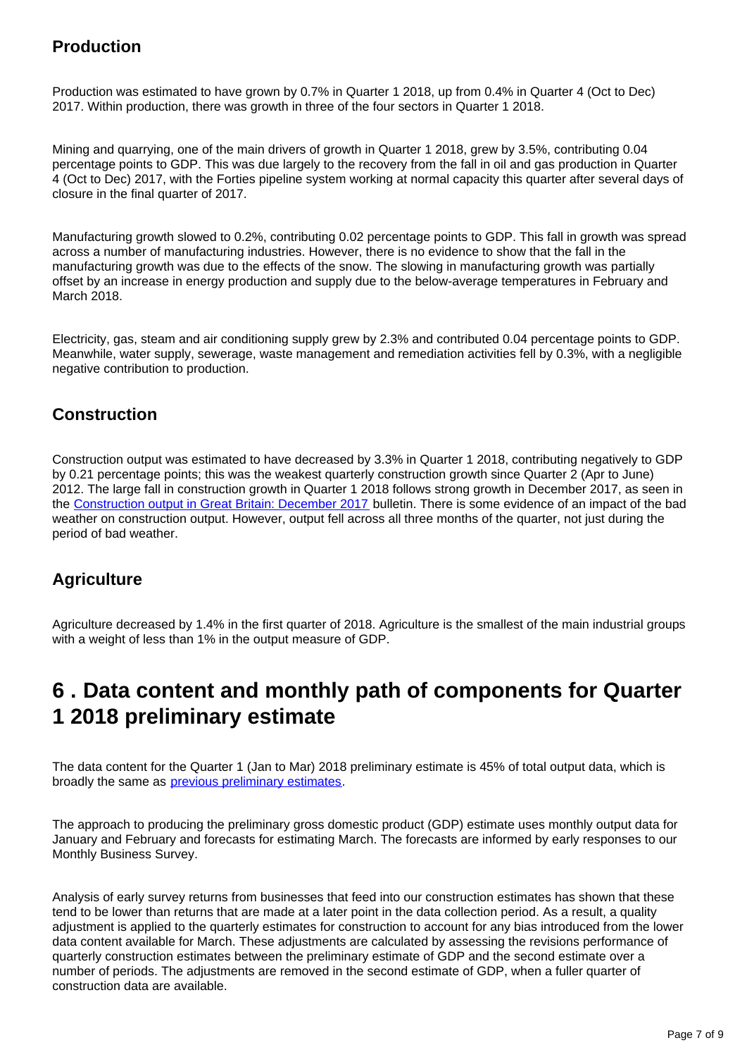### Production

Production was estimated to have grown by 0.7% in Quarter 1 2018, up from 0.4% in Quarter 4 (Oct to Dec) 2017. Within production, there was growth in three of the four sectors in Quarter 1 2018.

Mining and quarrying, one of the main drivers of growth in Quarter 1 2018, grew by 3.5%, contributing 0.04 percentage points to GDP. This was due largely to the recovery from the fall in oil and gas production in Quarter 4 (Oct to Dec) 2017, with the Forties pipeline system working at normal capacity this quarter after several days of closure in the final quarter of 2017.

Manufacturing growth slowed to 0.2%, contributing 0.02 percentage points to GDP. This fall in growth was spread across a number of manufacturing industries. However, there is no evidence to show that the fall in the manufacturing growth was due to the effects of the snow. The slowing in manufacturing growth was partially offset by an increase in energy production and supply due to the below-average temperatures in February and March 2018.

Electricity, gas, steam and air conditioning supply grew by 2.3% and contributed 0.04 percentage points to GDP. Meanwhile, water supply, sewerage, waste management and remediation activities fell by 0.3%, with a negligible negative contribution to production.

### Construction

Construction output was estimated to have decreased by 3.3% in Quarter 1 2018, contributing negatively to GDP by 0.21 percentage points; this was the weakest quarterly construction growth since Quarter 2 (Apr to June) 2012. The large fall in construction growth in Quarter 1 2018 follows strong growth in December 2017, as seen in the Construction output in Great Britain: December 2017 bulletin. There is some evidence of an impact of the bad weather on construction output. However, output fell across all three months of the quarter, not just during the period of bad weather.

### Agriculture

Agriculture decreased by 1.4% in the first quarter of 2018. Agriculture is the smallest of the main industrial groups with a weight of less than 1% in the output measure of GDP.

## 6 . Data content and monthly path of components for Quarter 1 2018 preliminary estimate

The data content for the Quarter 1 (Jan to Mar) 2018 preliminary estimate is 45% of total output data, which is broadly the same as previous preliminary estimates.

The approach to producing the preliminary gross domestic product (GDP) estimate uses monthly output data for January and February and forecasts for estimating March. The forecasts are informed by early responses to our Monthly Business Survey.

Analysis of early survey returns from businesses that feed into our construction estimates has shown that these tend to be lower than returns that are made at a later point in the data collection period. As a result, a quality adjustment is applied to the quarterly estimates for construction to account for any bias introduced from the lower data content available for March. These adjustments are calculated by assessing the revisions performance of quarterly construction estimates between the preliminary estimate of GDP and the second estimate over a number of periods. The adjustments are removed in the second estimate of GDP, when a fuller quarter of construction data are available.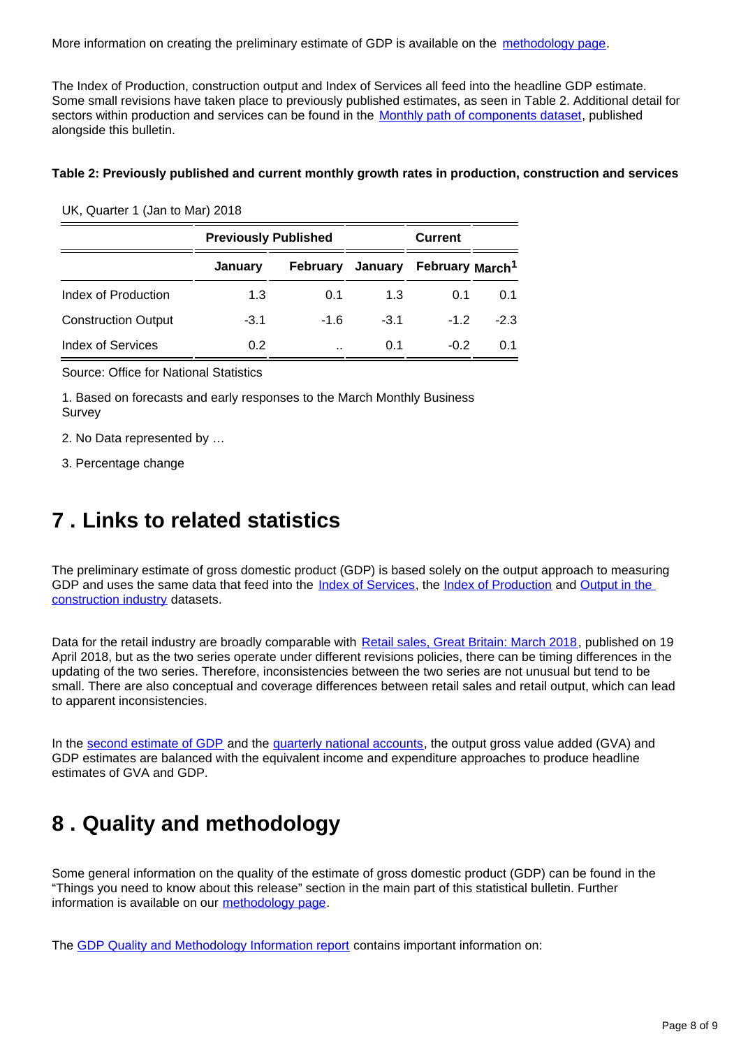More information on creating the preliminary estimate of GDP is available on the [methodology page](#).

The Index of Production, construction output and Index of Services all feed into the headline GDP estimate. Some small revisions have taken place to previously published estimates, as seen in Table 2. Additional detail for sectors within production and services can be found in the [Monthly path of components dataset](#), published alongside this bulletin.

**Table 2: Previously published and current monthly growth rates in production, construction and services**

UK, Quarter 1 (Jan to Mar) 2018

| | Previously Published | | Current | | |
|---|---|---|---|---|---|
| | January | February | January | February | March[1] |
| Index of Production | 1.3 | 0.1 | 1.3 | 0.1 | 0.1 |
| Construction Output | -3.1 | -1.6 | -3.1 | -1.2 | -2.3 |
| Index of Services | 0.2 | .. | 0.1 | -0.2 | 0.1 |

Source: Office for National Statistics

1. Based on forecasts and early responses to the March Monthly Business Survey

2. No Data represented by …

3. Percentage change

# 7 . Links to related statistics

The preliminary estimate of gross domestic product (GDP) is based solely on the output approach to measuring GDP and uses the same data that feed into the [Index of Services](#), the [Index of Production](#) and [Output in the construction industry](#) datasets.

Data for the retail industry are broadly comparable with [Retail sales, Great Britain: March 2018](#), published on 19 April 2018, but as the two series operate under different revisions policies, there can be timing differences in the updating of the two series. Therefore, inconsistencies between the two series are not unusual but tend to be small. There are also conceptual and coverage differences between retail sales and retail output, which can lead to apparent inconsistencies.

In the [second estimate of GDP](#) and the [quarterly national accounts](#), the output gross value added (GVA) and GDP estimates are balanced with the equivalent income and expenditure approaches to produce headline estimates of GVA and GDP.

# 8 . Quality and methodology

Some general information on the quality of the estimate of gross domestic product (GDP) can be found in the "Things you need to know about this release" section in the main part of this statistical bulletin. Further information is available on our [methodology page](#).

The [GDP Quality and Methodology Information report](#) contains important information on: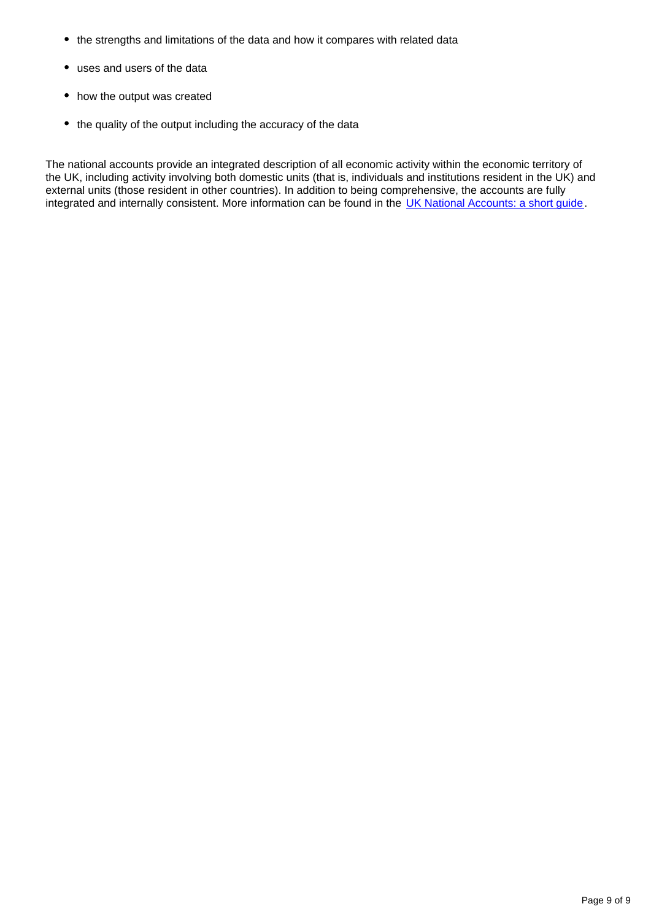- the strengths and limitations of the data and how it compares with related data
- uses and users of the data
- how the output was created
- the quality of the output including the accuracy of the data

The national accounts provide an integrated description of all economic activity within the economic territory of the UK, including activity involving both domestic units (that is, individuals and institutions resident in the UK) and external units (those resident in other countries). In addition to being comprehensive, the accounts are fully integrated and internally consistent. More information can be found in the UK National Accounts: a short guide.